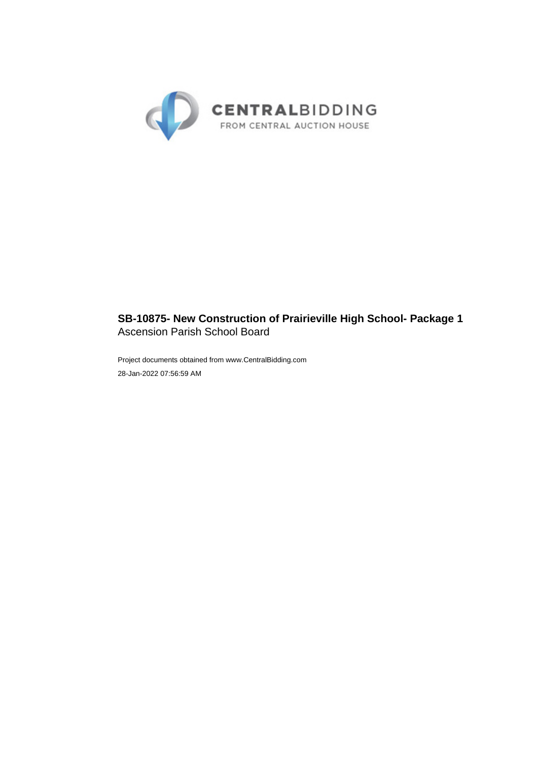CENTRALBIDDING

FROM CENTRAL AUCTION HOUSE

**SB-10875- New Construction of Prairieville High School- Package 1**

Ascension Parish School Board

Project documents obtained from www.CentralBidding.com

28-Jan-2022 07:56:59 AM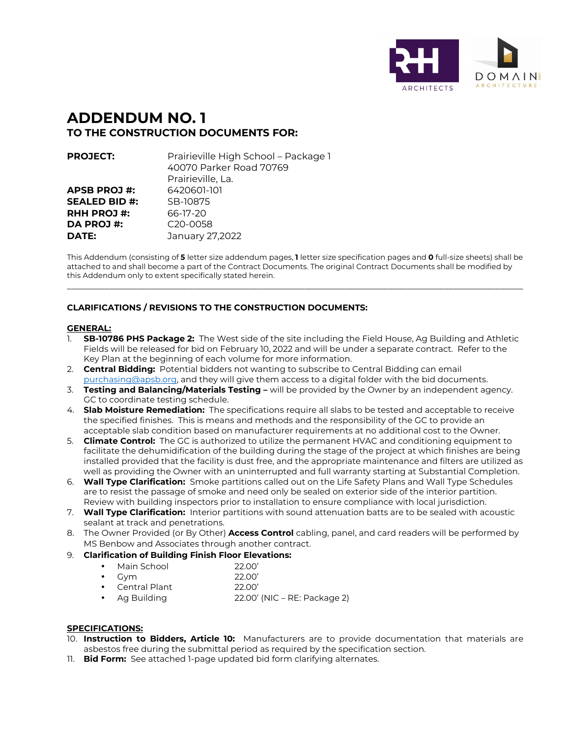# ADDENDUM NO. 1

## TO THE CONSTRUCTION DOCUMENTS FOR:

| | |
|---|---|
| **PROJECT:** | Prairieville High School – Package 1<br>40070 Parker Road 70769<br>Prairieville, La. |
| **APSB PROJ #:** | 6420601-101 |
| **SEALED BID #:** | SB-10875 |
| **RHH PROJ #:** | 66-17-20 |
| **DA PROJ #:** | C20-0058 |
| **DATE:** | January 27,2022 |

This Addendum (consisting of **5** letter size addendum pages, **1** letter size specification pages and **0** full-size sheets) shall be attached to and shall become a part of the Contract Documents. The original Contract Documents shall be modified by this Addendum only to extent specifically stated herein.

---

### CLARIFICATIONS / REVISIONS TO THE CONSTRUCTION DOCUMENTS:

**GENERAL:**

1. **SB-10786 PHS Package 2:** The West side of the site including the Field House, Ag Building and Athletic Fields will be released for bid on February 10, 2022 and will be under a separate contract. Refer to the Key Plan at the beginning of each volume for more information.
2. **Central Bidding:** Potential bidders not wanting to subscribe to Central Bidding can email purchasing@apsb.org, and they will give them access to a digital folder with the bid documents.
3. **Testing and Balancing/Materials Testing –** will be provided by the Owner by an independent agency. GC to coordinate testing schedule.
4. **Slab Moisture Remediation:** The specifications require all slabs to be tested and acceptable to receive the specified finishes. This is means and methods and the responsibility of the GC to provide an acceptable slab condition based on manufacturer requirements at no additional cost to the Owner.
5. **Climate Control:** The GC is authorized to utilize the permanent HVAC and conditioning equipment to facilitate the dehumidification of the building during the stage of the project at which finishes are being installed provided that the facility is dust free, and the appropriate maintenance and filters are utilized as well as providing the Owner with an uninterrupted and full warranty starting at Substantial Completion.
6. **Wall Type Clarification:** Smoke partitions called out on the Life Safety Plans and Wall Type Schedules are to resist the passage of smoke and need only be sealed on exterior side of the interior partition. Review with building inspectors prior to installation to ensure compliance with local jurisdiction.
7. **Wall Type Clarification:** Interior partitions with sound attenuation batts are to be sealed with acoustic sealant at track and penetrations.
8. The Owner Provided (or By Other) **Access Control** cabling, panel, and card readers will be performed by MS Benbow and Associates through another contract.
9. **Clarification of Building Finish Floor Elevations:**
   - Main School 22.00'
   - Gym 22.00'
   - Central Plant 22.00'
   - Ag Building 22.00' (NIC – RE: Package 2)

**SPECIFICATIONS:**

10. **Instruction to Bidders, Article 10:** Manufacturers are to provide documentation that materials are asbestos free during the submittal period as required by the specification section.
11. **Bid Form:** See attached 1-page updated bid form clarifying alternates.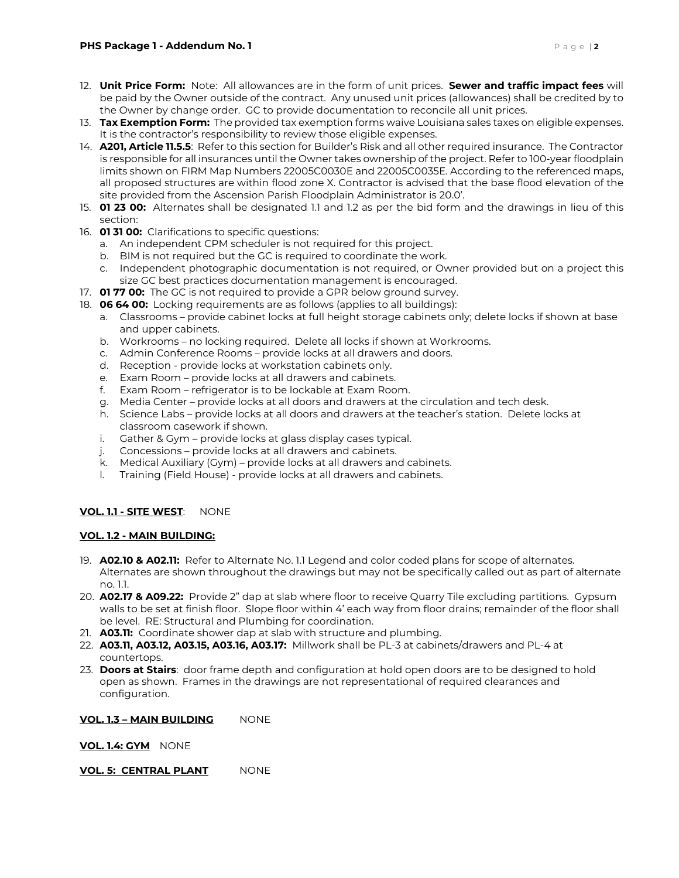12. **Unit Price Form:** Note: All allowances are in the form of unit prices. **Sewer and traffic impact fees** will be paid by the Owner outside of the contract. Any unused unit prices (allowances) shall be credited by to the Owner by change order. GC to provide documentation to reconcile all unit prices.
13. **Tax Exemption Form:** The provided tax exemption forms waive Louisiana sales taxes on eligible expenses. It is the contractor's responsibility to review those eligible expenses.
14. **A201, Article 11.5.5**: Refer to this section for Builder's Risk and all other required insurance. The Contractor is responsible for all insurances until the Owner takes ownership of the project. Refer to 100-year floodplain limits shown on FIRM Map Numbers 22005C0030E and 22005C0035E. According to the referenced maps, all proposed structures are within flood zone X. Contractor is advised that the base flood elevation of the site provided from the Ascension Parish Floodplain Administrator is 20.0'.
15. **01 23 00:** Alternates shall be designated 1.1 and 1.2 as per the bid form and the drawings in lieu of this section:
16. **01 31 00:** Clarifications to specific questions:
    a. An independent CPM scheduler is not required for this project.
    b. BIM is not required but the GC is required to coordinate the work.
    c. Independent photographic documentation is not required, or Owner provided but on a project this size GC best practices documentation management is encouraged.
17. **01 77 00:** The GC is not required to provide a GPR below ground survey.
18. **06 64 00:** Locking requirements are as follows (applies to all buildings):
    a. Classrooms – provide cabinet locks at full height storage cabinets only; delete locks if shown at base and upper cabinets.
    b. Workrooms – no locking required. Delete all locks if shown at Workrooms.
    c. Admin Conference Rooms – provide locks at all drawers and doors.
    d. Reception - provide locks at workstation cabinets only.
    e. Exam Room – provide locks at all drawers and cabinets.
    f. Exam Room – refrigerator is to be lockable at Exam Room.
    g. Media Center – provide locks at all doors and drawers at the circulation and tech desk.
    h. Science Labs – provide locks at all doors and drawers at the teacher's station. Delete locks at classroom casework if shown.
    i. Gather & Gym – provide locks at glass display cases typical.
    j. Concessions – provide locks at all drawers and cabinets.
    k. Medical Auxiliary (Gym) – provide locks at all drawers and cabinets.
    l. Training (Field House) - provide locks at all drawers and cabinets.

**VOL. 1.1 - SITE WEST**: NONE

**VOL. 1.2 - MAIN BUILDING:**

19. **A02.10 & A02.11:** Refer to Alternate No. 1.1 Legend and color coded plans for scope of alternates. Alternates are shown throughout the drawings but may not be specifically called out as part of alternate no. 1.1.
20. **A02.17 & A09.22:** Provide 2" dap at slab where floor to receive Quarry Tile excluding partitions. Gypsum walls to be set at finish floor. Slope floor within 4' each way from floor drains; remainder of the floor shall be level. RE: Structural and Plumbing for coordination.
21. **A03.11:** Coordinate shower dap at slab with structure and plumbing.
22. **A03.11, A03.12, A03.15, A03.16, A03.17:** Millwork shall be PL-3 at cabinets/drawers and PL-4 at countertops.
23. **Doors at Stairs**: door frame depth and configuration at hold open doors are to be designed to hold open as shown. Frames in the drawings are not representational of required clearances and configuration.

**VOL. 1.3 – MAIN BUILDING** NONE

**VOL. 1.4: GYM** NONE

**VOL. 5: CENTRAL PLANT** NONE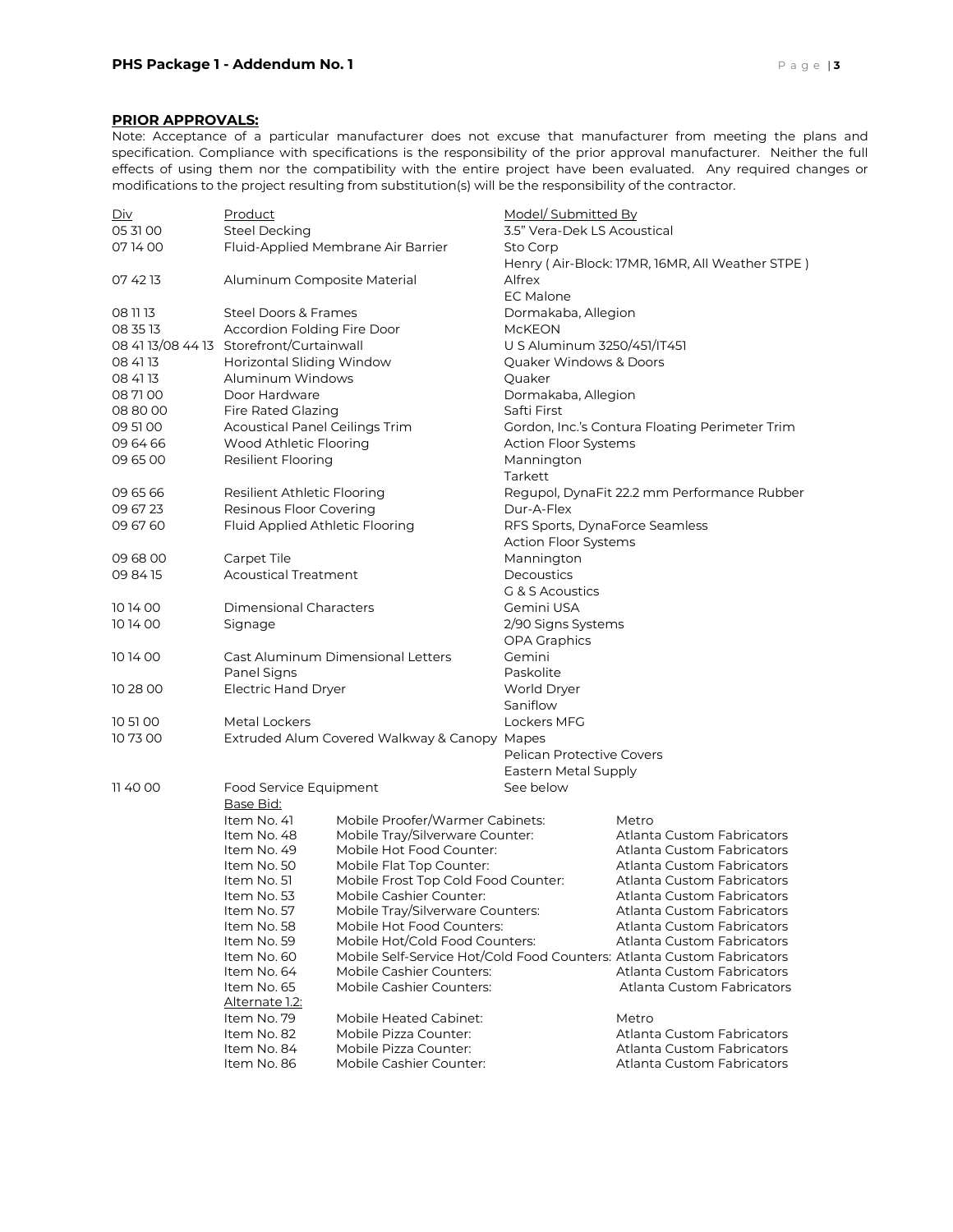## PRIOR APPROVALS:

Note: Acceptance of a particular manufacturer does not excuse that manufacturer from meeting the plans and specification. Compliance with specifications is the responsibility of the prior approval manufacturer. Neither the full effects of using them nor the compatibility with the entire project have been evaluated. Any required changes or modifications to the project resulting from substitution(s) will be the responsibility of the contractor.

| Div | Product | Model/ Submitted By |
|---|---|---|
| 05 31 00 | Steel Decking | 3.5" Vera-Dek LS Acoustical |
| 07 14 00 | Fluid-Applied Membrane Air Barrier | Sto Corp |
| | | Henry ( Air-Block: 17MR, 16MR, All Weather STPE ) |
| 07 42 13 | Aluminum Composite Material | Alfrex |
| | | EC Malone |
| 08 11 13 | Steel Doors & Frames | Dormakaba, Allegion |
| 08 35 13 | Accordion Folding Fire Door | McKEON |
| 08 41 13/08 44 13 | Storefront/Curtainwall | U S Aluminum 3250/451/IT451 |
| 08 41 13 | Horizontal Sliding Window | Quaker Windows & Doors |
| 08 41 13 | Aluminum Windows | Quaker |
| 08 71 00 | Door Hardware | Dormakaba, Allegion |
| 08 80 00 | Fire Rated Glazing | Safti First |
| 09 51 00 | Acoustical Panel Ceilings Trim | Gordon, Inc.'s Contura Floating Perimeter Trim |
| 09 64 66 | Wood Athletic Flooring | Action Floor Systems |
| 09 65 00 | Resilient Flooring | Mannington |
| | | Tarkett |
| 09 65 66 | Resilient Athletic Flooring | Regupol, DynaFit 22.2 mm Performance Rubber |
| 09 67 23 | Resinous Floor Covering | Dur-A-Flex |
| 09 67 60 | Fluid Applied Athletic Flooring | RFS Sports, DynaForce Seamless |
| | | Action Floor Systems |
| 09 68 00 | Carpet Tile | Mannington |
| 09 84 15 | Acoustical Treatment | Decoustics |
| | | G & S Acoustics |
| 10 14 00 | Dimensional Characters | Gemini USA |
| 10 14 00 | Signage | 2/90 Signs Systems |
| | | OPA Graphics |
| 10 14 00 | Cast Aluminum Dimensional Letters | Gemini |
| | Panel Signs | Paskolite |
| 10 28 00 | Electric Hand Dryer | World Dryer |
| | | Saniflow |
| 10 51 00 | Metal Lockers | Lockers MFG |
| 10 73 00 | Extruded Alum Covered Walkway & Canopy | Mapes |
| | | Pelican Protective Covers |
| | | Eastern Metal Supply |
| 11 40 00 | Food Service Equipment | See below |

Base Bid:

| Item | Description | Submitted By |
|---|---|---|
| Item No. 41 | Mobile Proofer/Warmer Cabinets: | Metro |
| Item No. 48 | Mobile Tray/Silverware Counter: | Atlanta Custom Fabricators |
| Item No. 49 | Mobile Hot Food Counter: | Atlanta Custom Fabricators |
| Item No. 50 | Mobile Flat Top Counter: | Atlanta Custom Fabricators |
| Item No. 51 | Mobile Frost Top Cold Food Counter: | Atlanta Custom Fabricators |
| Item No. 53 | Mobile Cashier Counter: | Atlanta Custom Fabricators |
| Item No. 57 | Mobile Tray/Silverware Counters: | Atlanta Custom Fabricators |
| Item No. 58 | Mobile Hot Food Counters: | Atlanta Custom Fabricators |
| Item No. 59 | Mobile Hot/Cold Food Counters: | Atlanta Custom Fabricators |
| Item No. 60 | Mobile Self-Service Hot/Cold Food Counters: | Atlanta Custom Fabricators |
| Item No. 64 | Mobile Cashier Counters: | Atlanta Custom Fabricators |
| Item No. 65 | Mobile Cashier Counters: | Atlanta Custom Fabricators |

Alternate 1.2:

| Item | Description | Submitted By |
|---|---|---|
| Item No. 79 | Mobile Heated Cabinet: | Metro |
| Item No. 82 | Mobile Pizza Counter: | Atlanta Custom Fabricators |
| Item No. 84 | Mobile Pizza Counter: | Atlanta Custom Fabricators |
| Item No. 86 | Mobile Cashier Counter: | Atlanta Custom Fabricators |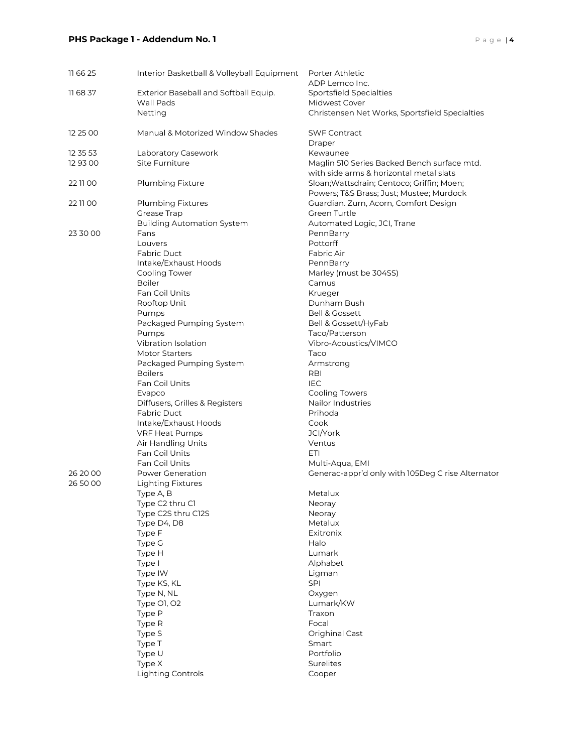| | | |
|---|---|---|
| 11 66 25 | Interior Basketball & Volleyball Equipment | Porter Athletic<br>ADP Lemco Inc. |
| 11 68 37 | Exterior Baseball and Softball Equip. | Sportsfield Specialties |
| | Wall Pads | Midwest Cover |
| | Netting | Christensen Net Works, Sportsfield Specialties |
| 12 25 00 | Manual & Motorized Window Shades | SWF Contract<br>Draper |
| 12 35 53 | Laboratory Casework | Kewaunee |
| 12 93 00 | Site Furniture | Maglin 510 Series Backed Bench surface mtd. with side arms & horizontal metal slats |
| 22 11 00 | Plumbing Fixture | Sloan;Wattsdrain; Centoco; Griffin; Moen; Powers; T&S Brass; Just; Mustee; Murdock |
| 22 11 00 | Plumbing Fixtures | Guardian. Zurn, Acorn, Comfort Design |
| | Grease Trap | Green Turtle |
| | Building Automation System | Automated Logic, JCI, Trane |
| 23 30 00 | Fans | PennBarry |
| | Louvers | Pottorff |
| | Fabric Duct | Fabric Air |
| | Intake/Exhaust Hoods | PennBarry |
| | Cooling Tower | Marley (must be 304SS) |
| | Boiler | Camus |
| | Fan Coil Units | Krueger |
| | Rooftop Unit | Dunham Bush |
| | Pumps | Bell & Gossett |
| | Packaged Pumping System | Bell & Gossett/HyFab |
| | Pumps | Taco/Patterson |
| | Vibration Isolation | Vibro-Acoustics/VIMCO |
| | Motor Starters | Taco |
| | Packaged Pumping System | Armstrong |
| | Boilers | RBI |
| | Fan Coil Units | IEC |
| | Evapco | Cooling Towers |
| | Diffusers, Grilles & Registers | Nailor Industries |
| | Fabric Duct | Prihoda |
| | Intake/Exhaust Hoods | Cook |
| | VRF Heat Pumps | JCI/York |
| | Air Handling Units | Ventus |
| | Fan Coil Units | ETI |
| | Fan Coil Units | Multi-Aqua, EMI |
| 26 20 00 | Power Generation | Generac-appr'd only with 105Deg C rise Alternator |
| 26 50 00 | Lighting Fixtures | |
| | Type A, B | Metalux |
| | Type C2 thru C1 | Neoray |
| | Type C2S thru C12S | Neoray |
| | Type D4, D8 | Metalux |
| | Type F | Exitronix |
| | Type G | Halo |
| | Type H | Lumark |
| | Type I | Alphabet |
| | Type IW | Ligman |
| | Type KS, KL | SPI |
| | Type N, NL | Oxygen |
| | Type O1, O2 | Lumark/KW |
| | Type P | Traxon |
| | Type R | Focal |
| | Type S | Orighinal Cast |
| | Type T | Smart |
| | Type U | Portfolio |
| | Type X | Surelites |
| | Lighting Controls | Cooper |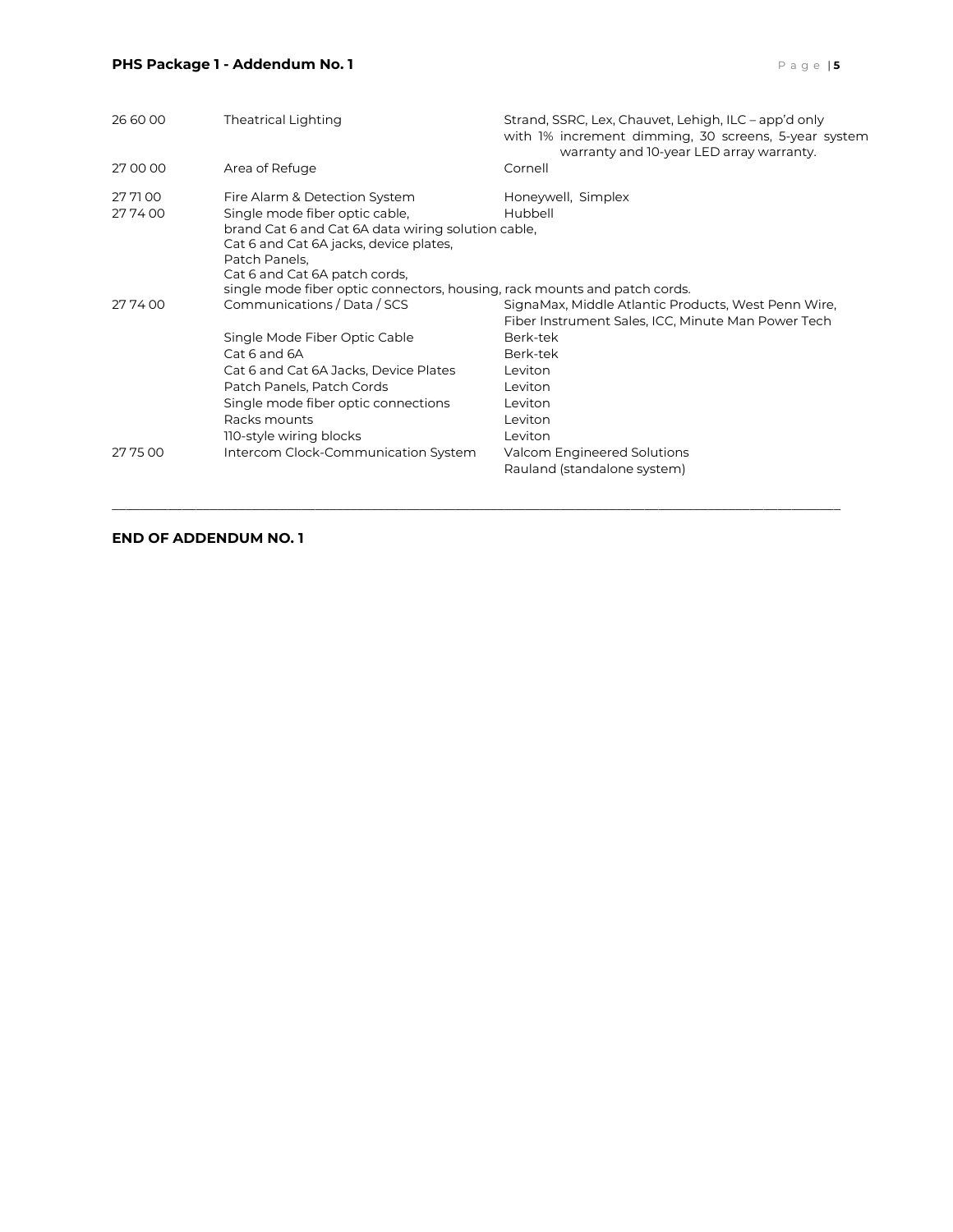| | | |
|---|---|---|
| 26 60 00 | Theatrical Lighting | Strand, SSRC, Lex, Chauvet, Lehigh, ILC – app'd only with 1% increment dimming, 30 screens, 5-year system warranty and 10-year LED array warranty. |
| 27 00 00 | Area of Refuge | Cornell |
| 27 71 00 | Fire Alarm & Detection System | Honeywell, Simplex |
| 27 74 00 | Single mode fiber optic cable, brand Cat 6 and Cat 6A data wiring solution cable, Cat 6 and Cat 6A jacks, device plates, Patch Panels, Cat 6 and Cat 6A patch cords, single mode fiber optic connectors, housing, rack mounts and patch cords. | Hubbell |
| 27 74 00 | Communications / Data / SCS | SignaMax, Middle Atlantic Products, West Penn Wire, Fiber Instrument Sales, ICC, Minute Man Power Tech |
| | Single Mode Fiber Optic Cable | Berk-tek |
| | Cat 6 and 6A | Berk-tek |
| | Cat 6 and Cat 6A Jacks, Device Plates | Leviton |
| | Patch Panels, Patch Cords | Leviton |
| | Single mode fiber optic connections | Leviton |
| | Racks mounts | Leviton |
| | 110-style wiring blocks | Leviton |
| 27 75 00 | Intercom Clock-Communication System | Valcom Engineered Solutions<br>Rauland (standalone system) |

---

**END OF ADDENDUM NO. 1**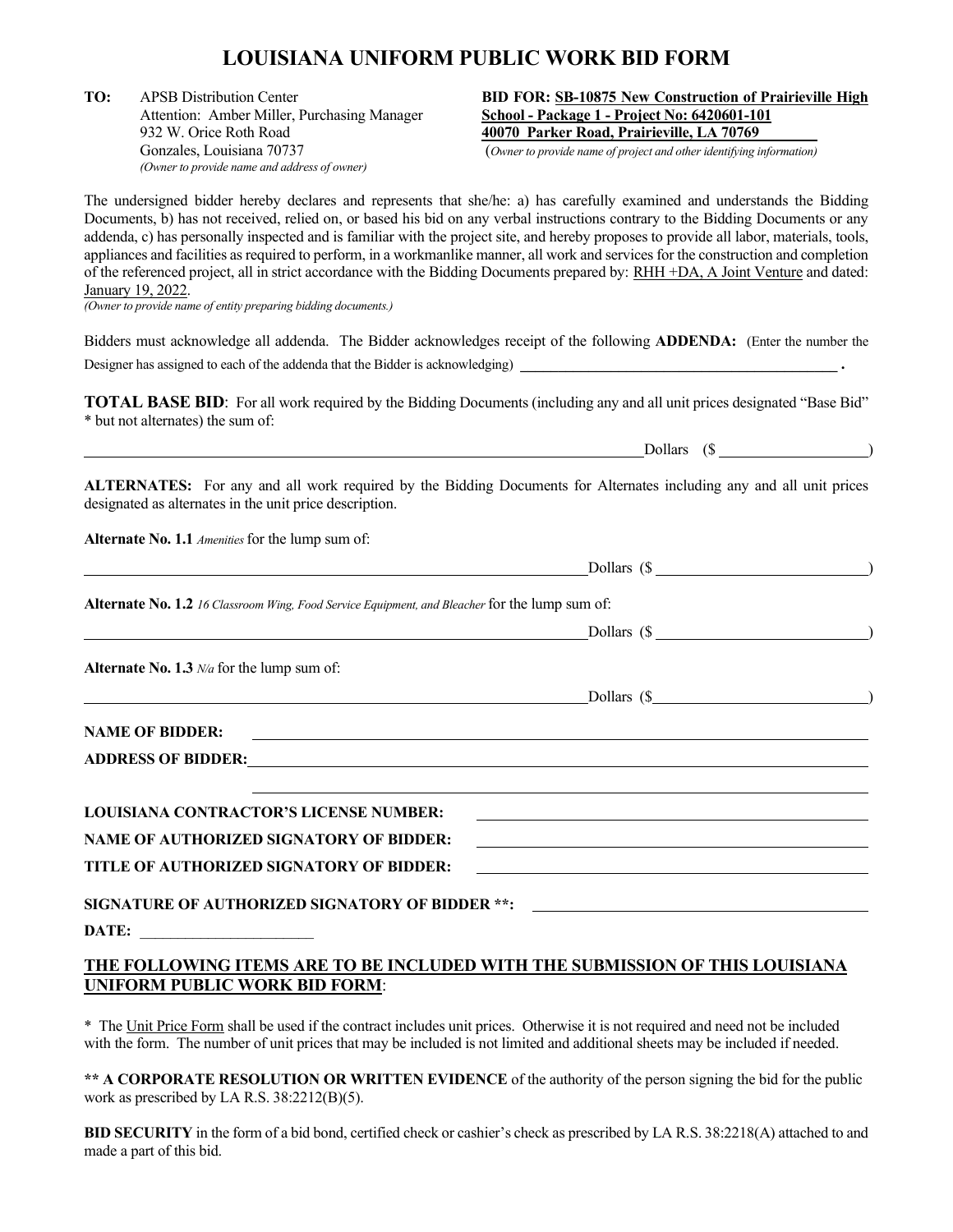# LOUISIANA UNIFORM PUBLIC WORK BID FORM

**TO:** APSB Distribution Center
Attention: Amber Miller, Purchasing Manager
932 W. Orice Roth Road
Gonzales, Louisiana 70737
*(Owner to provide name and address of owner)*

**BID FOR: SB-10875 New Construction of Prairieville High School - Package 1 - Project No: 6420601-101**
**40070 Parker Road, Prairieville, LA 70769**
(*Owner to provide name of project and other identifying information)*

The undersigned bidder hereby declares and represents that she/he: a) has carefully examined and understands the Bidding Documents, b) has not received, relied on, or based his bid on any verbal instructions contrary to the Bidding Documents or any addenda, c) has personally inspected and is familiar with the project site, and hereby proposes to provide all labor, materials, tools, appliances and facilities as required to perform, in a workmanlike manner, all work and services for the construction and completion of the referenced project, all in strict accordance with the Bidding Documents prepared by: RHH +DA, A Joint Venture and dated: January 19, 2022.
*(Owner to provide name of entity preparing bidding documents.)*

Bidders must acknowledge all addenda. The Bidder acknowledges receipt of the following **ADDENDA:** (Enter the number the Designer has assigned to each of the addenda that the Bidder is acknowledging) ____________________________________________ .

**TOTAL BASE BID**: For all work required by the Bidding Documents (including any and all unit prices designated "Base Bid" * but not alternates) the sum of:

______________________________________________________________________________ Dollars ($ ____________________)

**ALTERNATES:** For any and all work required by the Bidding Documents for Alternates including any and all unit prices designated as alternates in the unit price description.

**Alternate No. 1.1** *Amenities* for the lump sum of:

______________________________________________________________________________ Dollars ($ ____________________________)

**Alternate No. 1.2** *16 Classroom Wing, Food Service Equipment, and Bleacher* for the lump sum of:

______________________________________________________________________________ Dollars ($ ____________________________)

**Alternate No. 1.3** *N/a* for the lump sum of:

______________________________________________________________________________ Dollars ($ ____________________________)

**NAME OF BIDDER:** ________________________________________________

**ADDRESS OF BIDDER:** ________________________________________________

________________________________________________

**LOUISIANA CONTRACTOR'S LICENSE NUMBER:** ________________________________

**NAME OF AUTHORIZED SIGNATORY OF BIDDER:** ________________________________

**TITLE OF AUTHORIZED SIGNATORY OF BIDDER:** ________________________________

**SIGNATURE OF AUTHORIZED SIGNATORY OF BIDDER \*\*:** ________________________________

**DATE:** ______________________

## THE FOLLOWING ITEMS ARE TO BE INCLUDED WITH THE SUBMISSION OF THIS LOUISIANA UNIFORM PUBLIC WORK BID FORM:

\* The Unit Price Form shall be used if the contract includes unit prices. Otherwise it is not required and need not be included with the form. The number of unit prices that may be included is not limited and additional sheets may be included if needed.

**\*\* A CORPORATE RESOLUTION OR WRITTEN EVIDENCE** of the authority of the person signing the bid for the public work as prescribed by LA R.S. 38:2212(B)(5).

**BID SECURITY** in the form of a bid bond, certified check or cashier's check as prescribed by LA R.S. 38:2218(A) attached to and made a part of this bid.